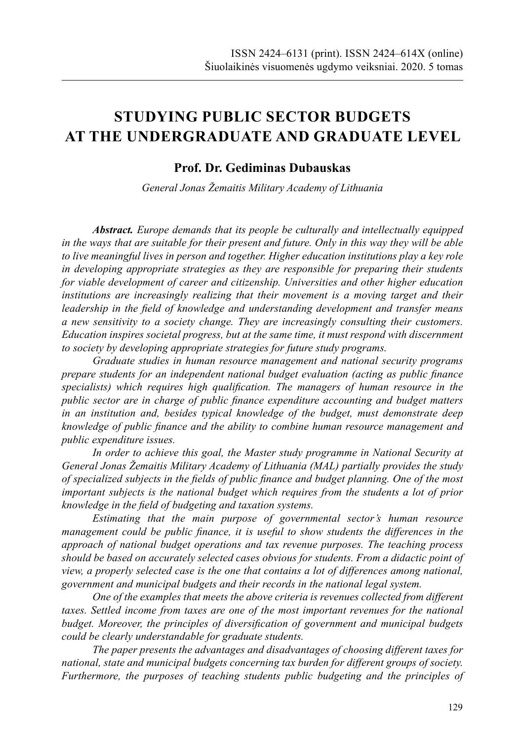# STUDYING PUBLIC SECTOR BUDGETS AT THE UNDERGRADUATE AND GRADUATE LEVEL

**Prof. Dr. Gediminas Dubauskas**

*General Jonas Žemaitis Military Academy of Lithuania*

***Abstract.*** *Europe demands that its people be culturally and intellectually equipped in the ways that are suitable for their present and future. Only in this way they will be able to live meaningful lives in person and together. Higher education institutions play a key role in developing appropriate strategies as they are responsible for preparing their students for viable development of career and citizenship. Universities and other higher education institutions are increasingly realizing that their movement is a moving target and their leadership in the field of knowledge and understanding development and transfer means a new sensitivity to a society change. They are increasingly consulting their customers. Education inspires societal progress, but at the same time, it must respond with discernment to society by developing appropriate strategies for future study programs.*

*Graduate studies in human resource management and national security programs prepare students for an independent national budget evaluation (acting as public finance specialists) which requires high qualification. The managers of human resource in the public sector are in charge of public finance expenditure accounting and budget matters in an institution and, besides typical knowledge of the budget, must demonstrate deep knowledge of public finance and the ability to combine human resource management and public expenditure issues.*

*In order to achieve this goal, the Master study programme in National Security at General Jonas Žemaitis Military Academy of Lithuania (MAL) partially provides the study of specialized subjects in the fields of public finance and budget planning. One of the most important subjects is the national budget which requires from the students a lot of prior knowledge in the field of budgeting and taxation systems.*

*Estimating that the main purpose of governmental sector's human resource management could be public finance, it is useful to show students the differences in the approach of national budget operations and tax revenue purposes. The teaching process should be based on accurately selected cases obvious for students. From a didactic point of view, a properly selected case is the one that contains a lot of differences among national, government and municipal budgets and their records in the national legal system.*

*One of the examples that meets the above criteria is revenues collected from different taxes. Settled income from taxes are one of the most important revenues for the national budget. Moreover, the principles of diversification of government and municipal budgets could be clearly understandable for graduate students.*

*The paper presents the advantages and disadvantages of choosing different taxes for national, state and municipal budgets concerning tax burden for different groups of society. Furthermore, the purposes of teaching students public budgeting and the principles of*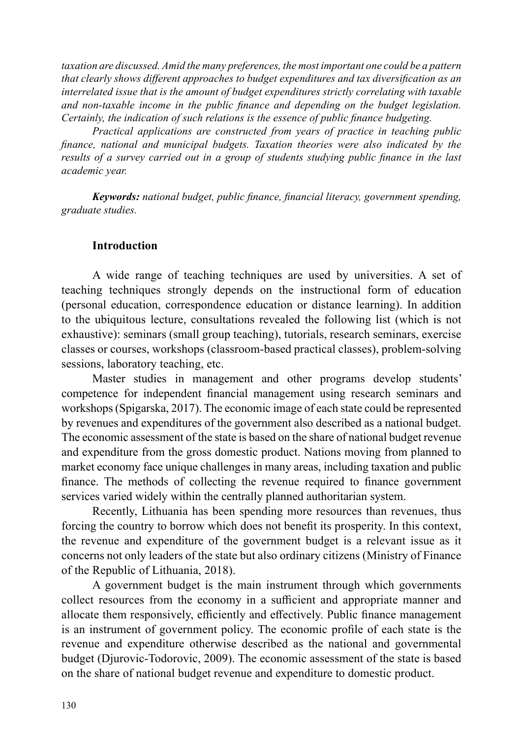*taxation are discussed. Amid the many preferences, the most important one could be a pattern that clearly shows different approaches to budget expenditures and tax diversification as an interrelated issue that is the amount of budget expenditures strictly correlating with taxable and non-taxable income in the public finance and depending on the budget legislation. Certainly, the indication of such relations is the essence of public finance budgeting.*

*Practical applications are constructed from years of practice in teaching public finance, national and municipal budgets. Taxation theories were also indicated by the results of a survey carried out in a group of students studying public finance in the last academic year.*

***Keywords:** national budget, public finance, financial literacy, government spending, graduate studies.*

## Introduction

A wide range of teaching techniques are used by universities. A set of teaching techniques strongly depends on the instructional form of education (personal education, correspondence education or distance learning). In addition to the ubiquitous lecture, consultations revealed the following list (which is not exhaustive): seminars (small group teaching), tutorials, research seminars, exercise classes or courses, workshops (classroom-based practical classes), problem-solving sessions, laboratory teaching, etc.

Master studies in management and other programs develop students' competence for independent financial management using research seminars and workshops (Spigarska, 2017). The economic image of each state could be represented by revenues and expenditures of the government also described as a national budget. The economic assessment of the state is based on the share of national budget revenue and expenditure from the gross domestic product. Nations moving from planned to market economy face unique challenges in many areas, including taxation and public finance. The methods of collecting the revenue required to finance government services varied widely within the centrally planned authoritarian system.

Recently, Lithuania has been spending more resources than revenues, thus forcing the country to borrow which does not benefit its prosperity. In this context, the revenue and expenditure of the government budget is a relevant issue as it concerns not only leaders of the state but also ordinary citizens (Ministry of Finance of the Republic of Lithuania, 2018).

A government budget is the main instrument through which governments collect resources from the economy in a sufficient and appropriate manner and allocate them responsively, efficiently and effectively. Public finance management is an instrument of government policy. The economic profile of each state is the revenue and expenditure otherwise described as the national and governmental budget (Djurovic-Todorovic, 2009). The economic assessment of the state is based on the share of national budget revenue and expenditure to domestic product.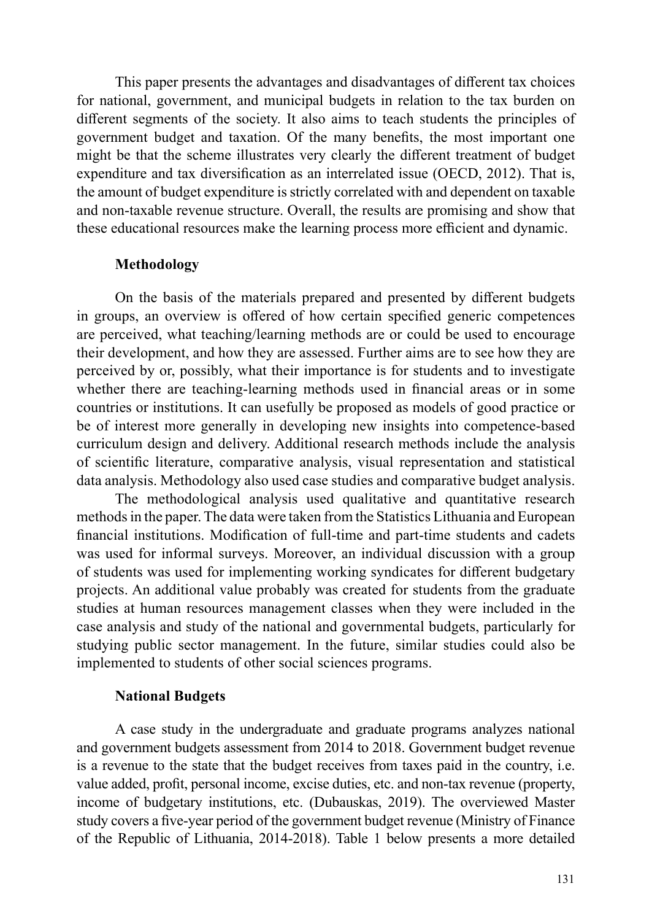This paper presents the advantages and disadvantages of different tax choices for national, government, and municipal budgets in relation to the tax burden on different segments of the society. It also aims to teach students the principles of government budget and taxation. Of the many benefits, the most important one might be that the scheme illustrates very clearly the different treatment of budget expenditure and tax diversification as an interrelated issue (OECD, 2012). That is, the amount of budget expenditure is strictly correlated with and dependent on taxable and non-taxable revenue structure. Overall, the results are promising and show that these educational resources make the learning process more efficient and dynamic.

## Methodology

On the basis of the materials prepared and presented by different budgets in groups, an overview is offered of how certain specified generic competences are perceived, what teaching/learning methods are or could be used to encourage their development, and how they are assessed. Further aims are to see how they are perceived by or, possibly, what their importance is for students and to investigate whether there are teaching-learning methods used in financial areas or in some countries or institutions. It can usefully be proposed as models of good practice or be of interest more generally in developing new insights into competence-based curriculum design and delivery. Additional research methods include the analysis of scientific literature, comparative analysis, visual representation and statistical data analysis. Methodology also used case studies and comparative budget analysis.

The methodological analysis used qualitative and quantitative research methods in the paper. The data were taken from the Statistics Lithuania and European financial institutions. Modification of full-time and part-time students and cadets was used for informal surveys. Moreover, an individual discussion with a group of students was used for implementing working syndicates for different budgetary projects. An additional value probably was created for students from the graduate studies at human resources management classes when they were included in the case analysis and study of the national and governmental budgets, particularly for studying public sector management. In the future, similar studies could also be implemented to students of other social sciences programs.

## National Budgets

A case study in the undergraduate and graduate programs analyzes national and government budgets assessment from 2014 to 2018. Government budget revenue is a revenue to the state that the budget receives from taxes paid in the country, i.e. value added, profit, personal income, excise duties, etc. and non-tax revenue (property, income of budgetary institutions, etc. (Dubauskas, 2019). The overviewed Master study covers a five-year period of the government budget revenue (Ministry of Finance of the Republic of Lithuania, 2014-2018). Table 1 below presents a more detailed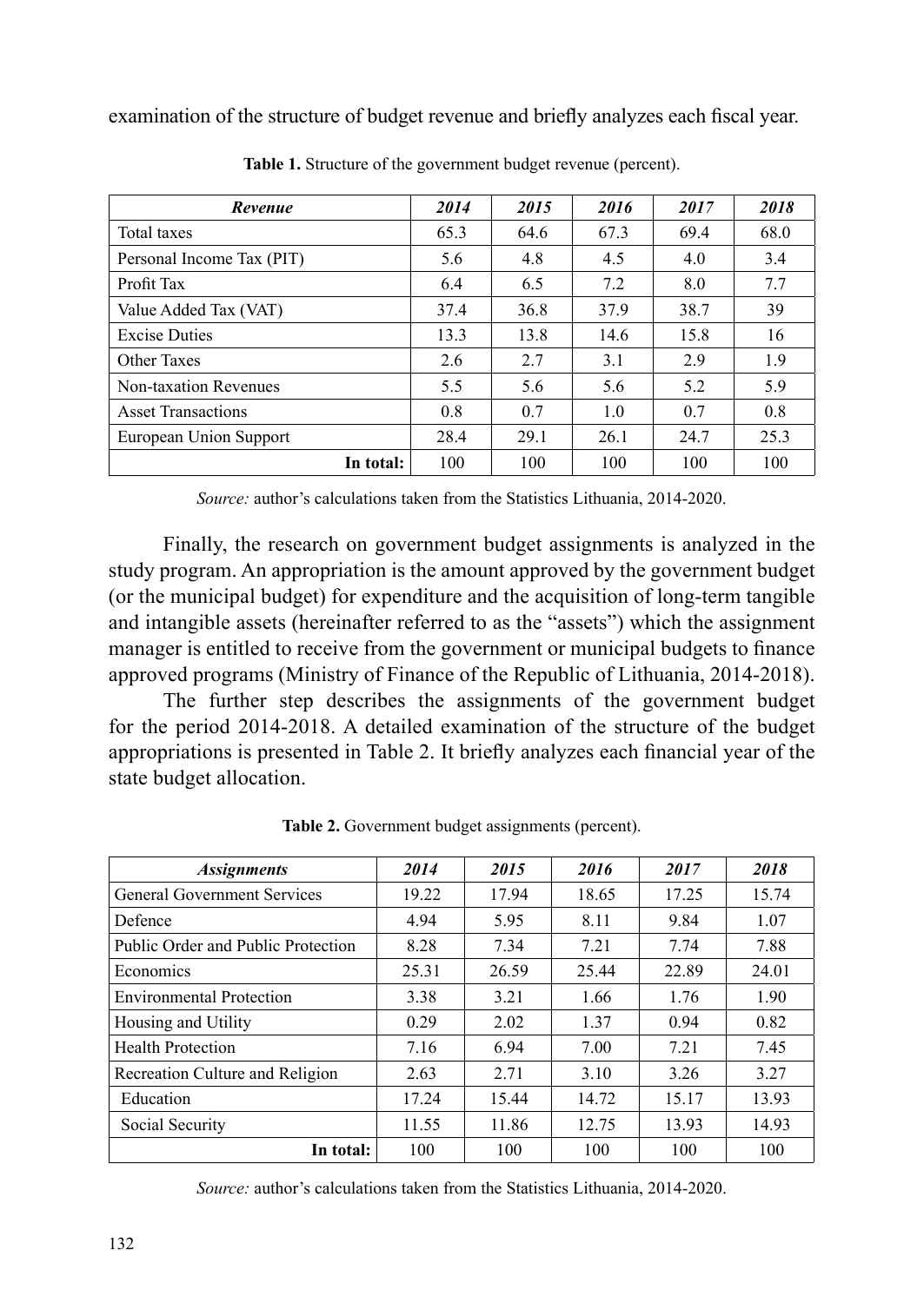examination of the structure of budget revenue and briefly analyzes each fiscal year.

**Table 1.** Structure of the government budget revenue (percent).

| *Revenue* | *2014* | *2015* | *2016* | *2017* | *2018* |
|---|---|---|---|---|---|
| Total taxes | 65.3 | 64.6 | 67.3 | 69.4 | 68.0 |
| Personal Income Tax (PIT) | 5.6 | 4.8 | 4.5 | 4.0 | 3.4 |
| Profit Tax | 6.4 | 6.5 | 7.2 | 8.0 | 7.7 |
| Value Added Tax (VAT) | 37.4 | 36.8 | 37.9 | 38.7 | 39 |
| Excise Duties | 13.3 | 13.8 | 14.6 | 15.8 | 16 |
| Other Taxes | 2.6 | 2.7 | 3.1 | 2.9 | 1.9 |
| Non-taxation Revenues | 5.5 | 5.6 | 5.6 | 5.2 | 5.9 |
| Asset Transactions | 0.8 | 0.7 | 1.0 | 0.7 | 0.8 |
| European Union Support | 28.4 | 29.1 | 26.1 | 24.7 | 25.3 |
| **In total:** | 100 | 100 | 100 | 100 | 100 |

*Source:* author's calculations taken from the Statistics Lithuania, 2014-2020.

Finally, the research on government budget assignments is analyzed in the study program. An appropriation is the amount approved by the government budget (or the municipal budget) for expenditure and the acquisition of long-term tangible and intangible assets (hereinafter referred to as the "assets") which the assignment manager is entitled to receive from the government or municipal budgets to finance approved programs (Ministry of Finance of the Republic of Lithuania, 2014-2018).

The further step describes the assignments of the government budget for the period 2014-2018. A detailed examination of the structure of the budget appropriations is presented in Table 2. It briefly analyzes each financial year of the state budget allocation.

**Table 2.** Government budget assignments (percent).

| *Assignments* | *2014* | *2015* | *2016* | *2017* | *2018* |
|---|---|---|---|---|---|
| General Government Services | 19.22 | 17.94 | 18.65 | 17.25 | 15.74 |
| Defence | 4.94 | 5.95 | 8.11 | 9.84 | 1.07 |
| Public Order and Public Protection | 8.28 | 7.34 | 7.21 | 7.74 | 7.88 |
| Economics | 25.31 | 26.59 | 25.44 | 22.89 | 24.01 |
| Environmental Protection | 3.38 | 3.21 | 1.66 | 1.76 | 1.90 |
| Housing and Utility | 0.29 | 2.02 | 1.37 | 0.94 | 0.82 |
| Health Protection | 7.16 | 6.94 | 7.00 | 7.21 | 7.45 |
| Recreation Culture and Religion | 2.63 | 2.71 | 3.10 | 3.26 | 3.27 |
| Education | 17.24 | 15.44 | 14.72 | 15.17 | 13.93 |
| Social Security | 11.55 | 11.86 | 12.75 | 13.93 | 14.93 |
| **In total:** | 100 | 100 | 100 | 100 | 100 |

*Source:* author's calculations taken from the Statistics Lithuania, 2014-2020.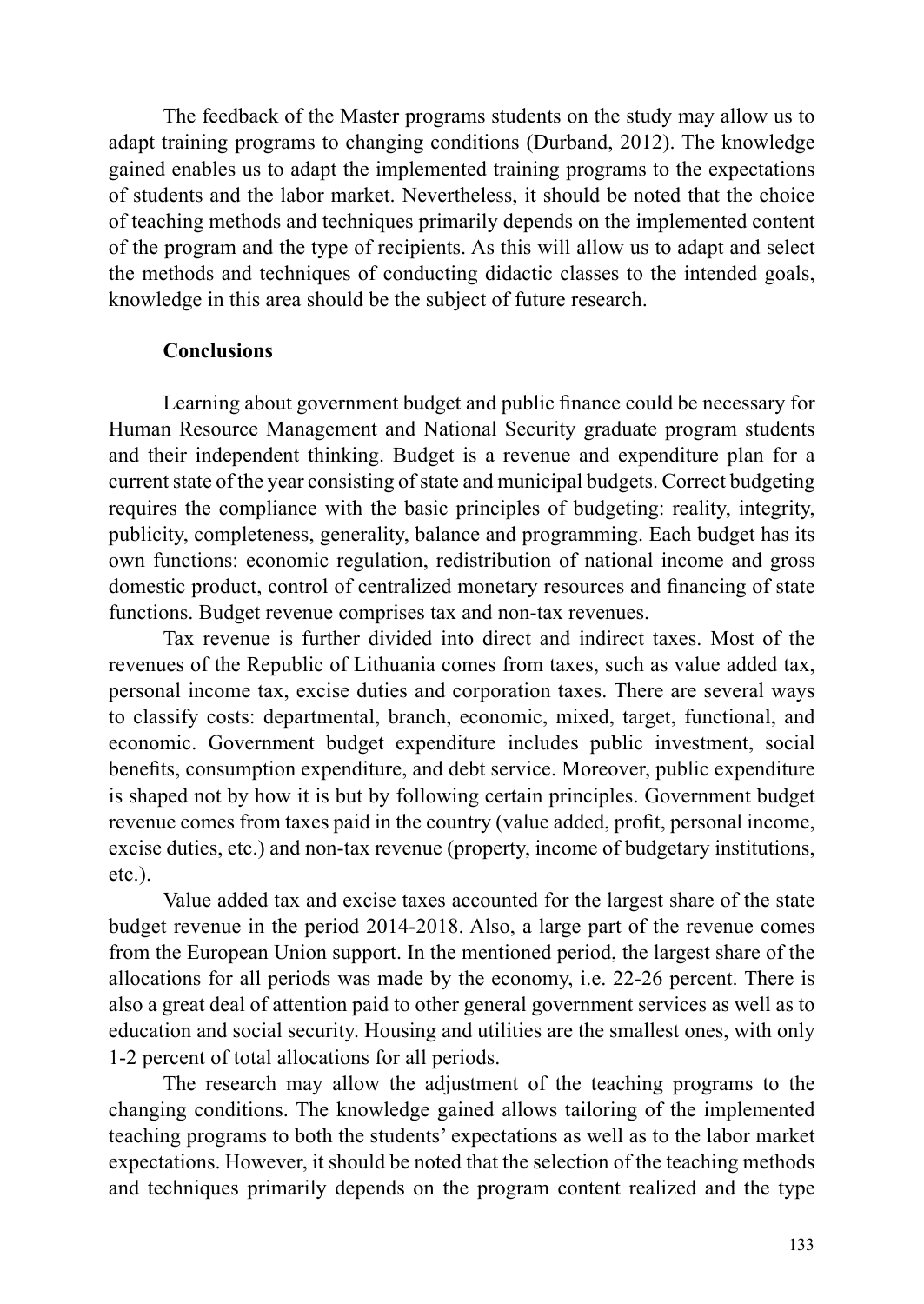The feedback of the Master programs students on the study may allow us to adapt training programs to changing conditions (Durband, 2012). The knowledge gained enables us to adapt the implemented training programs to the expectations of students and the labor market. Nevertheless, it should be noted that the choice of teaching methods and techniques primarily depends on the implemented content of the program and the type of recipients. As this will allow us to adapt and select the methods and techniques of conducting didactic classes to the intended goals, knowledge in this area should be the subject of future research.

## Conclusions

Learning about government budget and public finance could be necessary for Human Resource Management and National Security graduate program students and their independent thinking. Budget is a revenue and expenditure plan for a current state of the year consisting of state and municipal budgets. Correct budgeting requires the compliance with the basic principles of budgeting: reality, integrity, publicity, completeness, generality, balance and programming. Each budget has its own functions: economic regulation, redistribution of national income and gross domestic product, control of centralized monetary resources and financing of state functions. Budget revenue comprises tax and non-tax revenues.

Tax revenue is further divided into direct and indirect taxes. Most of the revenues of the Republic of Lithuania comes from taxes, such as value added tax, personal income tax, excise duties and corporation taxes. There are several ways to classify costs: departmental, branch, economic, mixed, target, functional, and economic. Government budget expenditure includes public investment, social benefits, consumption expenditure, and debt service. Moreover, public expenditure is shaped not by how it is but by following certain principles. Government budget revenue comes from taxes paid in the country (value added, profit, personal income, excise duties, etc.) and non-tax revenue (property, income of budgetary institutions, etc.).

Value added tax and excise taxes accounted for the largest share of the state budget revenue in the period 2014-2018. Also, a large part of the revenue comes from the European Union support. In the mentioned period, the largest share of the allocations for all periods was made by the economy, i.e. 22-26 percent. There is also a great deal of attention paid to other general government services as well as to education and social security. Housing and utilities are the smallest ones, with only 1-2 percent of total allocations for all periods.

The research may allow the adjustment of the teaching programs to the changing conditions. The knowledge gained allows tailoring of the implemented teaching programs to both the students' expectations as well as to the labor market expectations. However, it should be noted that the selection of the teaching methods and techniques primarily depends on the program content realized and the type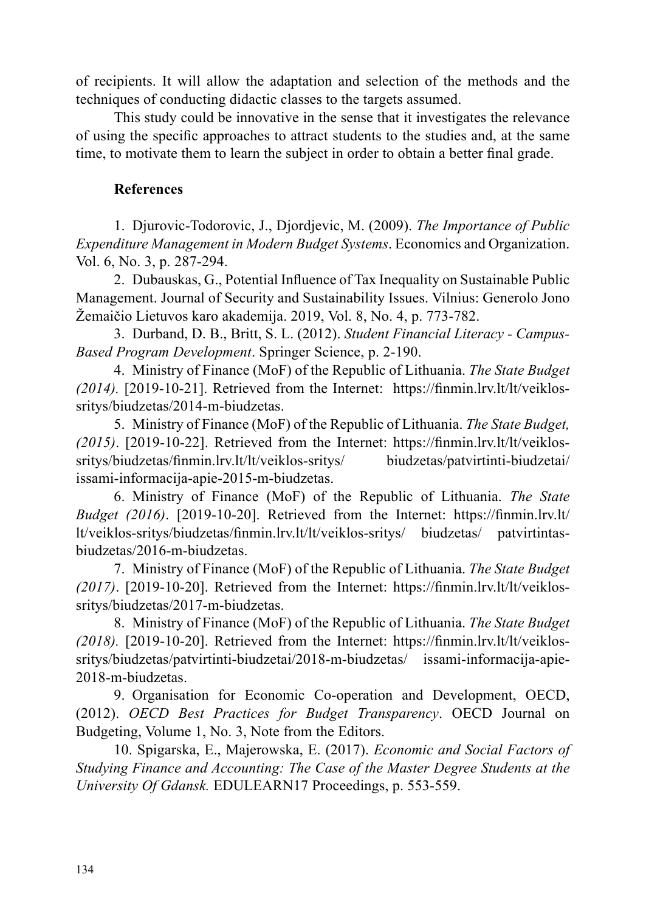of recipients. It will allow the adaptation and selection of the methods and the techniques of conducting didactic classes to the targets assumed.

This study could be innovative in the sense that it investigates the relevance of using the specific approaches to attract students to the studies and, at the same time, to motivate them to learn the subject in order to obtain a better final grade.

## References

1. Djurovic-Todorovic, J., Djordjevic, M. (2009). *The Importance of Public Expenditure Management in Modern Budget Systems*. Economics and Organization. Vol. 6, No. 3, p. 287-294.
2. Dubauskas, G., Potential Influence of Tax Inequality on Sustainable Public Management. Journal of Security and Sustainability Issues. Vilnius: Generolo Jono Žemaičio Lietuvos karo akademija. 2019, Vol. 8, No. 4, p. 773-782.
3. Durband, D. B., Britt, S. L. (2012). *Student Financial Literacy - Campus-Based Program Development*. Springer Science, p. 2-190.
4. Ministry of Finance (MoF) of the Republic of Lithuania. *The State Budget (2014).* [2019-10-21]. Retrieved from the Internet: https://finmin.lrv.lt/lt/veiklos-sritys/biudzetas/2014-m-biudzetas.
5. Ministry of Finance (MoF) of the Republic of Lithuania. *The State Budget, (2015)*. [2019-10-22]. Retrieved from the Internet: https://finmin.lrv.lt/lt/veiklos-sritys/biudzetas/finmin.lrv.lt/lt/veiklos-sritys/ biudzetas/patvirtinti-biudzetai/issami-informacija-apie-2015-m-biudzetas.
6. Ministry of Finance (MoF) of the Republic of Lithuania. *The State Budget (2016)*. [2019-10-20]. Retrieved from the Internet: https://finmin.lrv.lt/lt/veiklos-sritys/biudzetas/finmin.lrv.lt/lt/veiklos-sritys/ biudzetas/ patvirtintas-biudzetas/2016-m-biudzetas.
7. Ministry of Finance (MoF) of the Republic of Lithuania. *The State Budget (2017)*. [2019-10-20]. Retrieved from the Internet: https://finmin.lrv.lt/lt/veiklos-sritys/biudzetas/2017-m-biudzetas.
8. Ministry of Finance (MoF) of the Republic of Lithuania. *The State Budget (2018).* [2019-10-20]. Retrieved from the Internet: https://finmin.lrv.lt/lt/veiklos-sritys/biudzetas/patvirtinti-biudzetai/2018-m-biudzetas/ issami-informacija-apie-2018-m-biudzetas.
9. Organisation for Economic Co-operation and Development, OECD, (2012). *OECD Best Practices for Budget Transparency*. OECD Journal on Budgeting, Volume 1, No. 3, Note from the Editors.
10. Spigarska, E., Majerowska, E. (2017). *Economic and Social Factors of Studying Finance and Accounting: The Case of the Master Degree Students at the University Of Gdansk.* EDULEARN17 Proceedings, p. 553-559.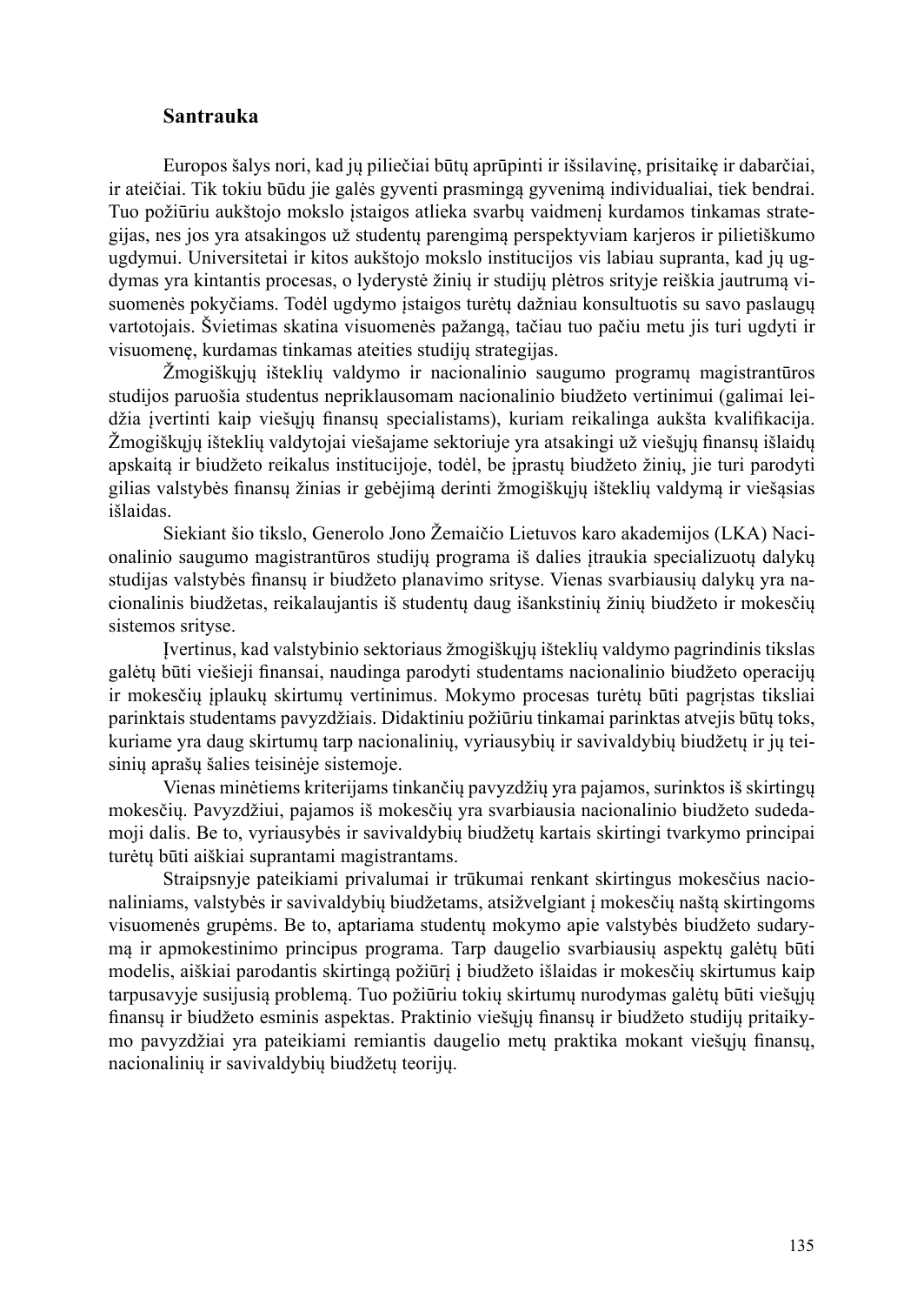## Santrauka

Europos šalys nori, kad jų piliečiai būtų aprūpinti ir išsilavinę, prisitaikę ir dabarčiai, ir ateičiai. Tik tokiu būdu jie galės gyventi prasmingą gyvenimą individualiai, tiek bendrai. Tuo požiūriu aukštojo mokslo įstaigos atlieka svarbų vaidmenį kurdamos tinkamas strategijas, nes jos yra atsakingos už studentų parengimą perspektyviam karjeros ir pilietiškumo ugdymui. Universitetai ir kitos aukštojo mokslo institucijos vis labiau supranta, kad jų ugdymas yra kintantis procesas, o lyderystė žinių ir studijų plėtros srityje reiškia jautrumą visuomenės pokyčiams. Todėl ugdymo įstaigos turėtų dažniau konsultuotis su savo paslaugų vartotojais. Švietimas skatina visuomenės pažangą, tačiau tuo pačiu metu jis turi ugdyti ir visuomenę, kurdamas tinkamas ateities studijų strategijas.

Žmogiškųjų išteklių valdymo ir nacionalinio saugumo programų magistrantūros studijos paruošia studentus nepriklausomam nacionalinio biudžeto vertinimui (galimai leidžia įvertinti kaip viešųjų finansų specialistams), kuriam reikalinga aukšta kvalifikacija. Žmogiškųjų išteklių valdytojai viešajame sektoriuje yra atsakingi už viešųjų finansų išlaidų apskaitą ir biudžeto reikalus institucijoje, todėl, be įprastų biudžeto žinių, jie turi parodyti gilias valstybės finansų žinias ir gebėjimą derinti žmogiškųjų išteklių valdymą ir viešąsias išlaidas.

Siekiant šio tikslo, Generolo Jono Žemaičio Lietuvos karo akademijos (LKA) Nacionalinio saugumo magistrantūros studijų programa iš dalies įtraukia specializuotų dalykų studijas valstybės finansų ir biudžeto planavimo srityse. Vienas svarbiausių dalykų yra nacionalinis biudžetas, reikalaujantis iš studentų daug išankstinių žinių biudžeto ir mokesčių sistemos srityse.

Įvertinus, kad valstybinio sektoriaus žmogiškųjų išteklių valdymo pagrindinis tikslas galėtų būti viešieji finansai, naudinga parodyti studentams nacionalinio biudžeto operacijų ir mokesčių įplaukų skirtumų vertinimus. Mokymo procesas turėtų būti pagrįstas tiksliai parinktais studentams pavyzdžiais. Didaktiniu požiūriu tinkamai parinktas atvejis būtų toks, kuriame yra daug skirtumų tarp nacionalinių, vyriausybių ir savivaldybių biudžetų ir jų teisinių aprašų šalies teisinėje sistemoje.

Vienas minėtiems kriterijams tinkančių pavyzdžių yra pajamos, surinktos iš skirtingų mokesčių. Pavyzdžiui, pajamos iš mokesčių yra svarbiausia nacionalinio biudžeto sudedamoji dalis. Be to, vyriausybės ir savivaldybių biudžetų kartais skirtingi tvarkymo principai turėtų būti aiškiai suprantami magistrantams.

Straipsnyje pateikiami privalumai ir trūkumai renkant skirtingus mokesčius nacionaliniams, valstybės ir savivaldybių biudžetams, atsižvelgiant į mokesčių naštą skirtingoms visuomenės grupėms. Be to, aptariama studentų mokymo apie valstybės biudžeto sudarymą ir apmokestinimo principus programa. Tarp daugelio svarbiausių aspektų galėtų būti modelis, aiškiai parodantis skirtingą požiūrį į biudžeto išlaidas ir mokesčių skirtumus kaip tarpusavyje susijusią problemą. Tuo požiūriu tokių skirtumų nurodymas galėtų būti viešųjų finansų ir biudžeto esminis aspektas. Praktinio viešųjų finansų ir biudžeto studijų pritaikymo pavyzdžiai yra pateikiami remiantis daugelio metų praktika mokant viešųjų finansų, nacionalinių ir savivaldybių biudžetų teorijų.